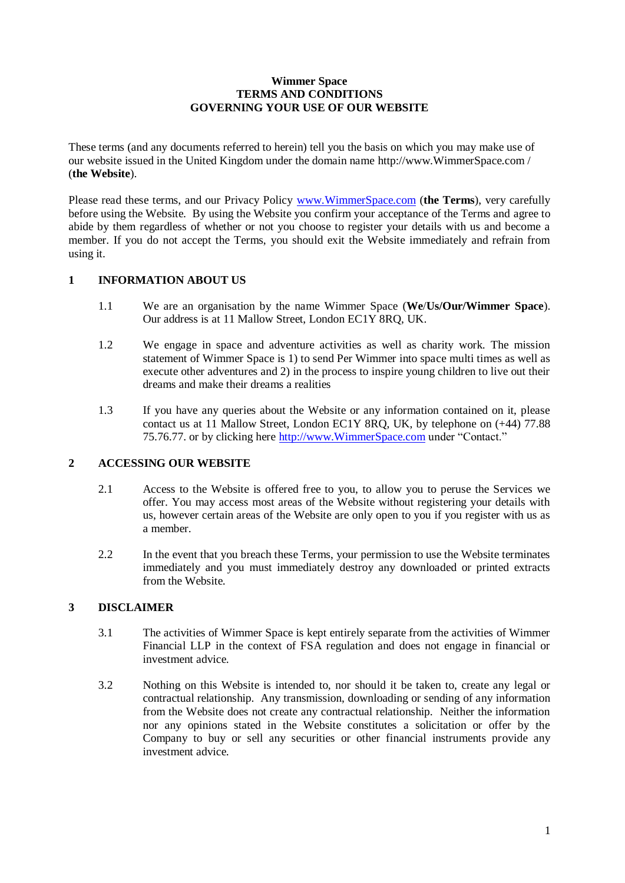**Wimmer Space**
**TERMS AND CONDITIONS**
**GOVERNING YOUR USE OF OUR WEBSITE**

These terms (and any documents referred to herein) tell you the basis on which you may make use of our website issued in the United Kingdom under the domain name http://www.WimmerSpace.com / (**the Website**).

Please read these terms, and our Privacy Policy www.WimmerSpace.com (**the Terms**), very carefully before using the Website. By using the Website you confirm your acceptance of the Terms and agree to abide by them regardless of whether or not you choose to register your details with us and become a member. If you do not accept the Terms, you should exit the Website immediately and refrain from using it.

## 1 INFORMATION ABOUT US

1.1 We are an organisation by the name Wimmer Space (**We**/**Us/Our/Wimmer Space**). Our address is at 11 Mallow Street, London EC1Y 8RQ, UK.

1.2 We engage in space and adventure activities as well as charity work. The mission statement of Wimmer Space is 1) to send Per Wimmer into space multi times as well as execute other adventures and 2) in the process to inspire young children to live out their dreams and make their dreams a realities

1.3 If you have any queries about the Website or any information contained on it, please contact us at 11 Mallow Street, London EC1Y 8RQ, UK, by telephone on (+44) 77.88 75.76.77. or by clicking here http://www.WimmerSpace.com under "Contact."

## 2 ACCESSING OUR WEBSITE

2.1 Access to the Website is offered free to you, to allow you to peruse the Services we offer. You may access most areas of the Website without registering your details with us, however certain areas of the Website are only open to you if you register with us as a member.

2.2 In the event that you breach these Terms, your permission to use the Website terminates immediately and you must immediately destroy any downloaded or printed extracts from the Website.

## 3 DISCLAIMER

3.1 The activities of Wimmer Space is kept entirely separate from the activities of Wimmer Financial LLP in the context of FSA regulation and does not engage in financial or investment advice.

3.2 Nothing on this Website is intended to, nor should it be taken to, create any legal or contractual relationship. Any transmission, downloading or sending of any information from the Website does not create any contractual relationship. Neither the information nor any opinions stated in the Website constitutes a solicitation or offer by the Company to buy or sell any securities or other financial instruments provide any investment advice.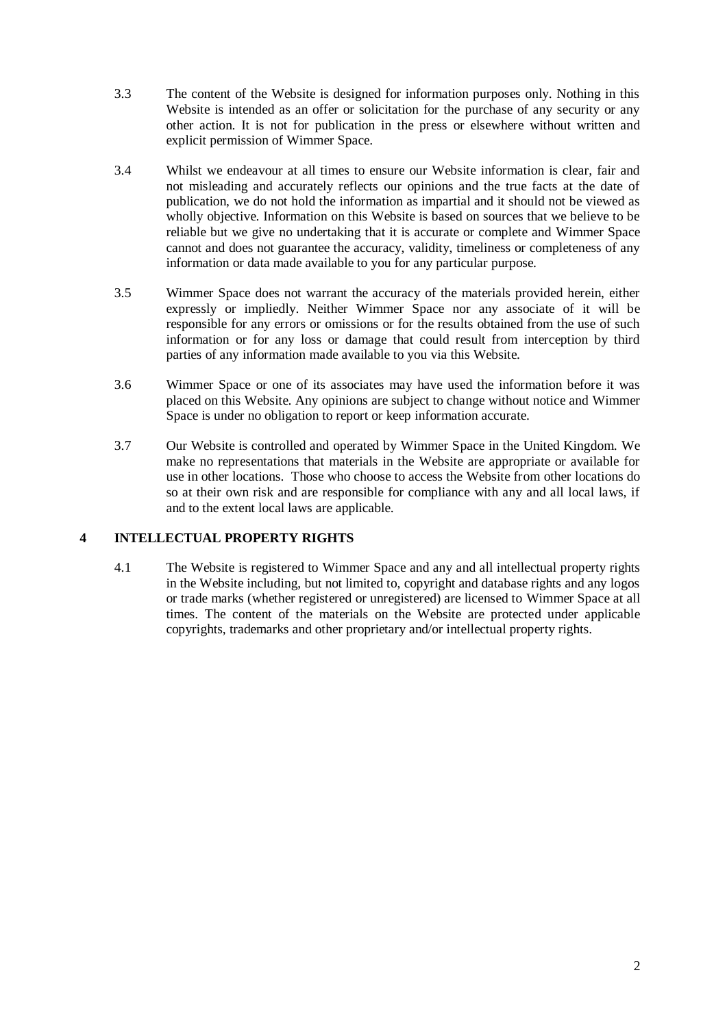3.3 The content of the Website is designed for information purposes only. Nothing in this Website is intended as an offer or solicitation for the purchase of any security or any other action. It is not for publication in the press or elsewhere without written and explicit permission of Wimmer Space.

3.4 Whilst we endeavour at all times to ensure our Website information is clear, fair and not misleading and accurately reflects our opinions and the true facts at the date of publication, we do not hold the information as impartial and it should not be viewed as wholly objective. Information on this Website is based on sources that we believe to be reliable but we give no undertaking that it is accurate or complete and Wimmer Space cannot and does not guarantee the accuracy, validity, timeliness or completeness of any information or data made available to you for any particular purpose.

3.5 Wimmer Space does not warrant the accuracy of the materials provided herein, either expressly or impliedly. Neither Wimmer Space nor any associate of it will be responsible for any errors or omissions or for the results obtained from the use of such information or for any loss or damage that could result from interception by third parties of any information made available to you via this Website.

3.6 Wimmer Space or one of its associates may have used the information before it was placed on this Website. Any opinions are subject to change without notice and Wimmer Space is under no obligation to report or keep information accurate.

3.7 Our Website is controlled and operated by Wimmer Space in the United Kingdom. We make no representations that materials in the Website are appropriate or available for use in other locations. Those who choose to access the Website from other locations do so at their own risk and are responsible for compliance with any and all local laws, if and to the extent local laws are applicable.

## 4 INTELLECTUAL PROPERTY RIGHTS

4.1 The Website is registered to Wimmer Space and any and all intellectual property rights in the Website including, but not limited to, copyright and database rights and any logos or trade marks (whether registered or unregistered) are licensed to Wimmer Space at all times. The content of the materials on the Website are protected under applicable copyrights, trademarks and other proprietary and/or intellectual property rights.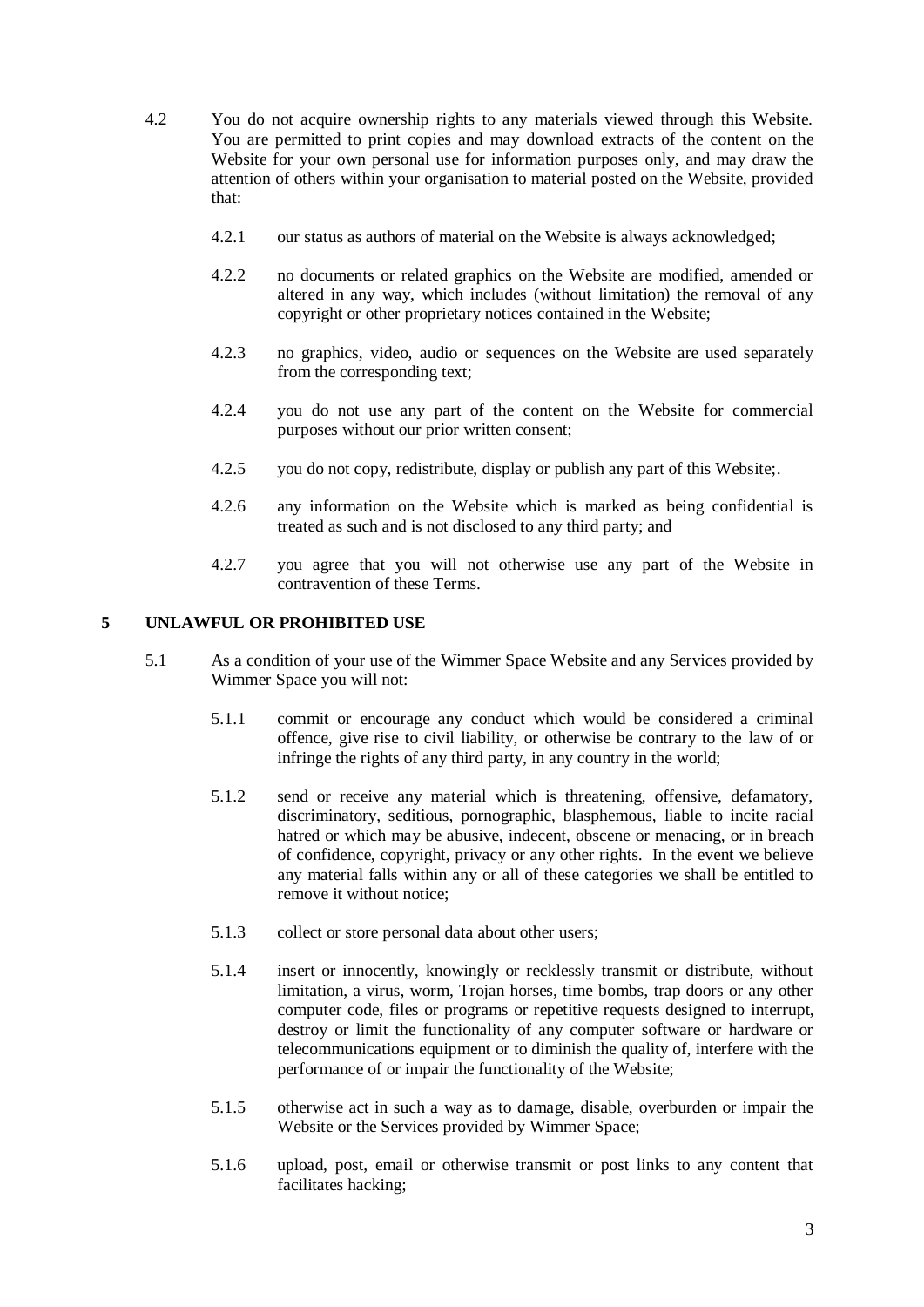4.2 You do not acquire ownership rights to any materials viewed through this Website. You are permitted to print copies and may download extracts of the content on the Website for your own personal use for information purposes only, and may draw the attention of others within your organisation to material posted on the Website, provided that:

4.2.1 our status as authors of material on the Website is always acknowledged;

4.2.2 no documents or related graphics on the Website are modified, amended or altered in any way, which includes (without limitation) the removal of any copyright or other proprietary notices contained in the Website;

4.2.3 no graphics, video, audio or sequences on the Website are used separately from the corresponding text;

4.2.4 you do not use any part of the content on the Website for commercial purposes without our prior written consent;

4.2.5 you do not copy, redistribute, display or publish any part of this Website;.

4.2.6 any information on the Website which is marked as being confidential is treated as such and is not disclosed to any third party; and

4.2.7 you agree that you will not otherwise use any part of the Website in contravention of these Terms.

## 5 UNLAWFUL OR PROHIBITED USE

5.1 As a condition of your use of the Wimmer Space Website and any Services provided by Wimmer Space you will not:

5.1.1 commit or encourage any conduct which would be considered a criminal offence, give rise to civil liability, or otherwise be contrary to the law of or infringe the rights of any third party, in any country in the world;

5.1.2 send or receive any material which is threatening, offensive, defamatory, discriminatory, seditious, pornographic, blasphemous, liable to incite racial hatred or which may be abusive, indecent, obscene or menacing, or in breach of confidence, copyright, privacy or any other rights. In the event we believe any material falls within any or all of these categories we shall be entitled to remove it without notice;

5.1.3 collect or store personal data about other users;

5.1.4 insert or innocently, knowingly or recklessly transmit or distribute, without limitation, a virus, worm, Trojan horses, time bombs, trap doors or any other computer code, files or programs or repetitive requests designed to interrupt, destroy or limit the functionality of any computer software or hardware or telecommunications equipment or to diminish the quality of, interfere with the performance of or impair the functionality of the Website;

5.1.5 otherwise act in such a way as to damage, disable, overburden or impair the Website or the Services provided by Wimmer Space;

5.1.6 upload, post, email or otherwise transmit or post links to any content that facilitates hacking;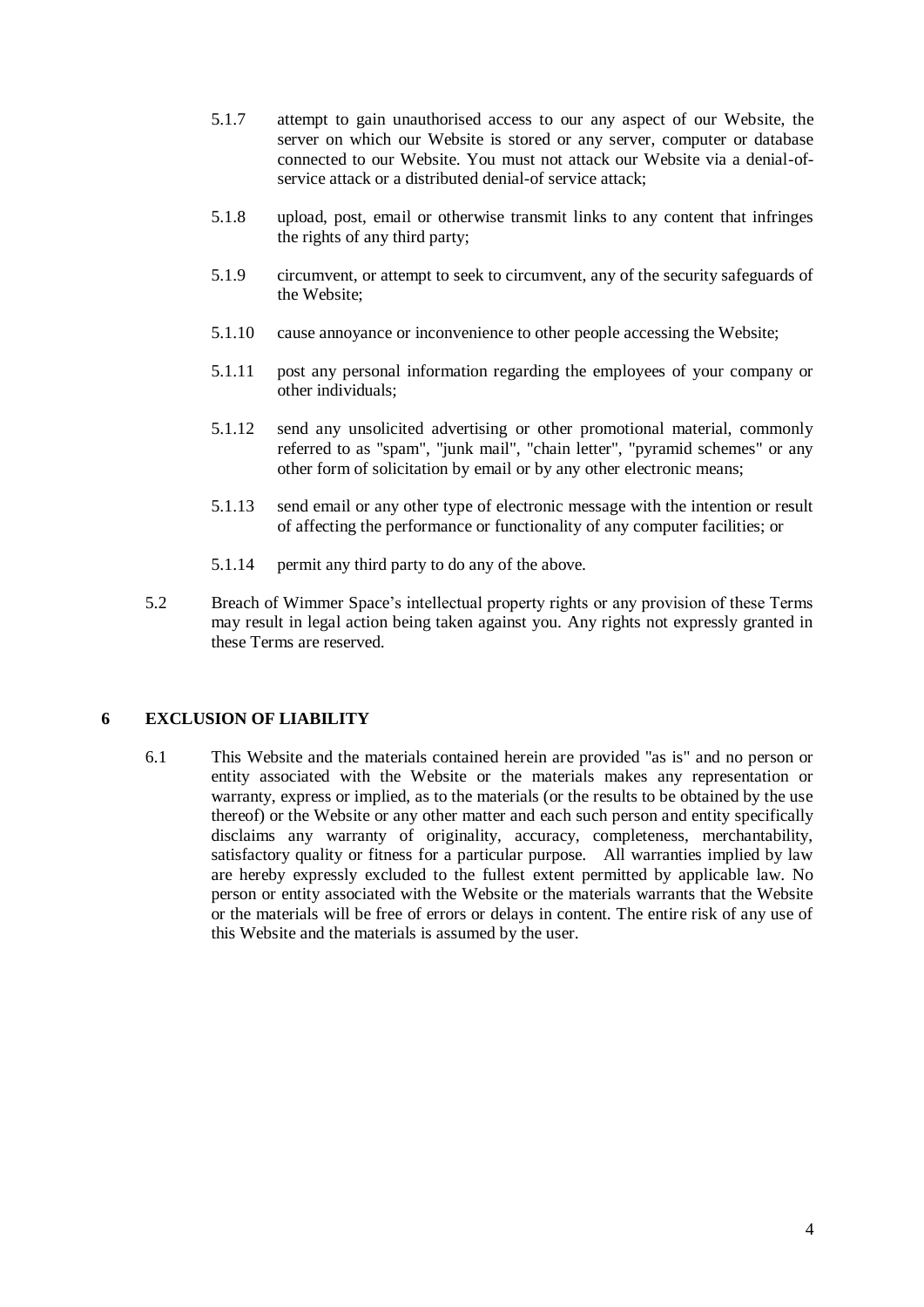5.1.7 attempt to gain unauthorised access to our any aspect of our Website, the server on which our Website is stored or any server, computer or database connected to our Website. You must not attack our Website via a denial-of-service attack or a distributed denial-of service attack;

5.1.8 upload, post, email or otherwise transmit links to any content that infringes the rights of any third party;

5.1.9 circumvent, or attempt to seek to circumvent, any of the security safeguards of the Website;

5.1.10 cause annoyance or inconvenience to other people accessing the Website;

5.1.11 post any personal information regarding the employees of your company or other individuals;

5.1.12 send any unsolicited advertising or other promotional material, commonly referred to as "spam", "junk mail", "chain letter", "pyramid schemes" or any other form of solicitation by email or by any other electronic means;

5.1.13 send email or any other type of electronic message with the intention or result of affecting the performance or functionality of any computer facilities; or

5.1.14 permit any third party to do any of the above.

5.2 Breach of Wimmer Space's intellectual property rights or any provision of these Terms may result in legal action being taken against you. Any rights not expressly granted in these Terms are reserved.

## 6 EXCLUSION OF LIABILITY

6.1 This Website and the materials contained herein are provided "as is" and no person or entity associated with the Website or the materials makes any representation or warranty, express or implied, as to the materials (or the results to be obtained by the use thereof) or the Website or any other matter and each such person and entity specifically disclaims any warranty of originality, accuracy, completeness, merchantability, satisfactory quality or fitness for a particular purpose. All warranties implied by law are hereby expressly excluded to the fullest extent permitted by applicable law. No person or entity associated with the Website or the materials warrants that the Website or the materials will be free of errors or delays in content. The entire risk of any use of this Website and the materials is assumed by the user.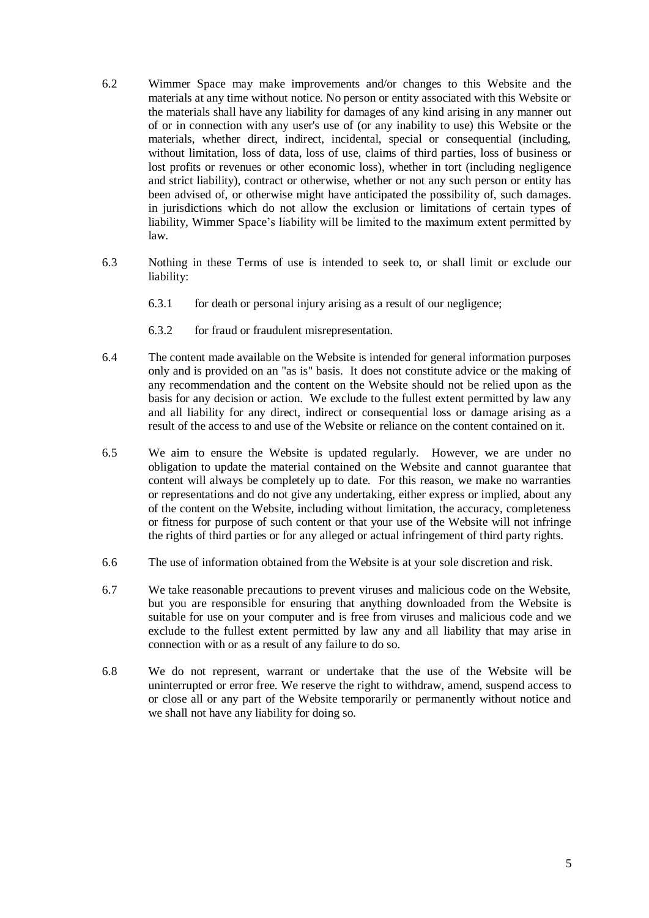6.2 Wimmer Space may make improvements and/or changes to this Website and the materials at any time without notice. No person or entity associated with this Website or the materials shall have any liability for damages of any kind arising in any manner out of or in connection with any user's use of (or any inability to use) this Website or the materials, whether direct, indirect, incidental, special or consequential (including, without limitation, loss of data, loss of use, claims of third parties, loss of business or lost profits or revenues or other economic loss), whether in tort (including negligence and strict liability), contract or otherwise, whether or not any such person or entity has been advised of, or otherwise might have anticipated the possibility of, such damages. in jurisdictions which do not allow the exclusion or limitations of certain types of liability, Wimmer Space's liability will be limited to the maximum extent permitted by law.

6.3 Nothing in these Terms of use is intended to seek to, or shall limit or exclude our liability:

6.3.1 for death or personal injury arising as a result of our negligence;

6.3.2 for fraud or fraudulent misrepresentation.

6.4 The content made available on the Website is intended for general information purposes only and is provided on an "as is" basis. It does not constitute advice or the making of any recommendation and the content on the Website should not be relied upon as the basis for any decision or action. We exclude to the fullest extent permitted by law any and all liability for any direct, indirect or consequential loss or damage arising as a result of the access to and use of the Website or reliance on the content contained on it.

6.5 We aim to ensure the Website is updated regularly. However, we are under no obligation to update the material contained on the Website and cannot guarantee that content will always be completely up to date. For this reason, we make no warranties or representations and do not give any undertaking, either express or implied, about any of the content on the Website, including without limitation, the accuracy, completeness or fitness for purpose of such content or that your use of the Website will not infringe the rights of third parties or for any alleged or actual infringement of third party rights.

6.6 The use of information obtained from the Website is at your sole discretion and risk.

6.7 We take reasonable precautions to prevent viruses and malicious code on the Website, but you are responsible for ensuring that anything downloaded from the Website is suitable for use on your computer and is free from viruses and malicious code and we exclude to the fullest extent permitted by law any and all liability that may arise in connection with or as a result of any failure to do so.

6.8 We do not represent, warrant or undertake that the use of the Website will be uninterrupted or error free. We reserve the right to withdraw, amend, suspend access to or close all or any part of the Website temporarily or permanently without notice and we shall not have any liability for doing so.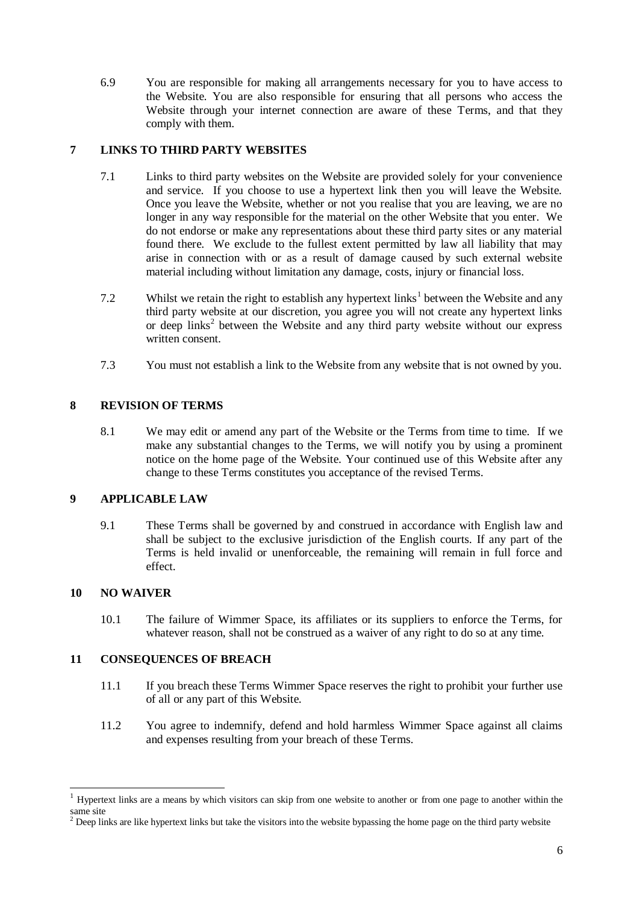6.9 You are responsible for making all arrangements necessary for you to have access to the Website. You are also responsible for ensuring that all persons who access the Website through your internet connection are aware of these Terms, and that they comply with them.

## 7 LINKS TO THIRD PARTY WEBSITES

7.1 Links to third party websites on the Website are provided solely for your convenience and service. If you choose to use a hypertext link then you will leave the Website. Once you leave the Website, whether or not you realise that you are leaving, we are no longer in any way responsible for the material on the other Website that you enter. We do not endorse or make any representations about these third party sites or any material found there. We exclude to the fullest extent permitted by law all liability that may arise in connection with or as a result of damage caused by such external website material including without limitation any damage, costs, injury or financial loss.

7.2 Whilst we retain the right to establish any hypertext links[1] between the Website and any third party website at our discretion, you agree you will not create any hypertext links or deep links[2] between the Website and any third party website without our express written consent.

7.3 You must not establish a link to the Website from any website that is not owned by you.

## 8 REVISION OF TERMS

8.1 We may edit or amend any part of the Website or the Terms from time to time. If we make any substantial changes to the Terms, we will notify you by using a prominent notice on the home page of the Website. Your continued use of this Website after any change to these Terms constitutes you acceptance of the revised Terms.

## 9 APPLICABLE LAW

9.1 These Terms shall be governed by and construed in accordance with English law and shall be subject to the exclusive jurisdiction of the English courts. If any part of the Terms is held invalid or unenforceable, the remaining will remain in full force and effect.

## 10 NO WAIVER

10.1 The failure of Wimmer Space, its affiliates or its suppliers to enforce the Terms, for whatever reason, shall not be construed as a waiver of any right to do so at any time.

## 11 CONSEQUENCES OF BREACH

11.1 If you breach these Terms Wimmer Space reserves the right to prohibit your further use of all or any part of this Website.

11.2 You agree to indemnify, defend and hold harmless Wimmer Space against all claims and expenses resulting from your breach of these Terms.

---

[1] Hypertext links are a means by which visitors can skip from one website to another or from one page to another within the same site

[2] Deep links are like hypertext links but take the visitors into the website bypassing the home page on the third party website